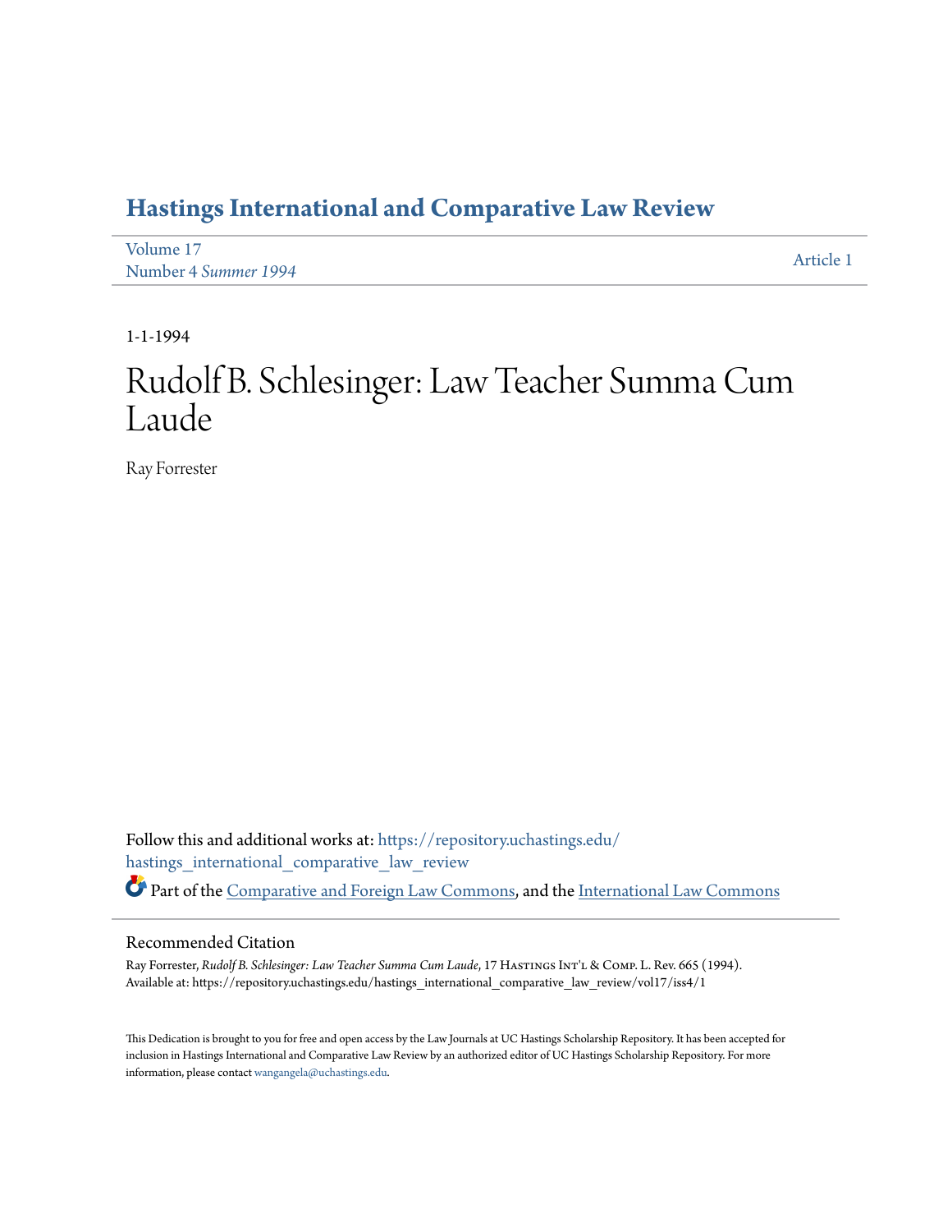# Hastings International and Comparative Law Review

Volume 17
Number 4 *Summer 1994*

Article 1

1-1-1994

# Rudolf B. Schlesinger: Law Teacher Summa Cum Laude

Ray Forrester

Follow this and additional works at: https://repository.uchastings.edu/hastings_international_comparative_law_review

Part of the Comparative and Foreign Law Commons, and the International Law Commons

## Recommended Citation

Ray Forrester, *Rudolf B. Schlesinger: Law Teacher Summa Cum Laude*, 17 Hastings Int'l & Comp. L. Rev. 665 (1994).
Available at: https://repository.uchastings.edu/hastings_international_comparative_law_review/vol17/iss4/1

This Dedication is brought to you for free and open access by the Law Journals at UC Hastings Scholarship Repository. It has been accepted for inclusion in Hastings International and Comparative Law Review by an authorized editor of UC Hastings Scholarship Repository. For more information, please contact wangangela@uchastings.edu.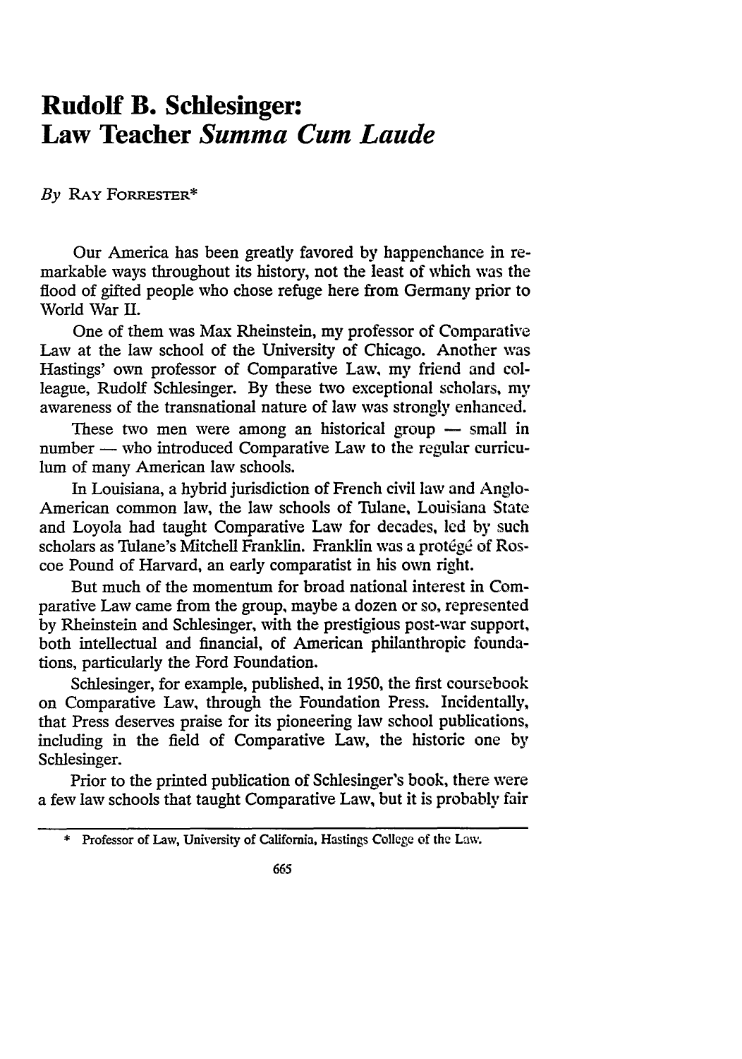# Rudolf B. Schlesinger: Law Teacher *Summa Cum Laude*

*By* RAY FORRESTER*

Our America has been greatly favored by happenchance in remarkable ways throughout its history, not the least of which was the flood of gifted people who chose refuge here from Germany prior to World War II.

One of them was Max Rheinstein, my professor of Comparative Law at the law school of the University of Chicago. Another was Hastings' own professor of Comparative Law, my friend and colleague, Rudolf Schlesinger. By these two exceptional scholars, my awareness of the transnational nature of law was strongly enhanced.

These two men were among an historical group — small in number — who introduced Comparative Law to the regular curriculum of many American law schools.

In Louisiana, a hybrid jurisdiction of French civil law and Anglo-American common law, the law schools of Tulane, Louisiana State and Loyola had taught Comparative Law for decades, led by such scholars as Tulane's Mitchell Franklin. Franklin was a protégé of Roscoe Pound of Harvard, an early comparatist in his own right.

But much of the momentum for broad national interest in Comparative Law came from the group, maybe a dozen or so, represented by Rheinstein and Schlesinger, with the prestigious post-war support, both intellectual and financial, of American philanthropic foundations, particularly the Ford Foundation.

Schlesinger, for example, published, in 1950, the first coursebook on Comparative Law, through the Foundation Press. Incidentally, that Press deserves praise for its pioneering law school publications, including in the field of Comparative Law, the historic one by Schlesinger.

Prior to the printed publication of Schlesinger's book, there were a few law schools that taught Comparative Law, but it is probably fair

---

\* Professor of Law, University of California, Hastings College of the Law.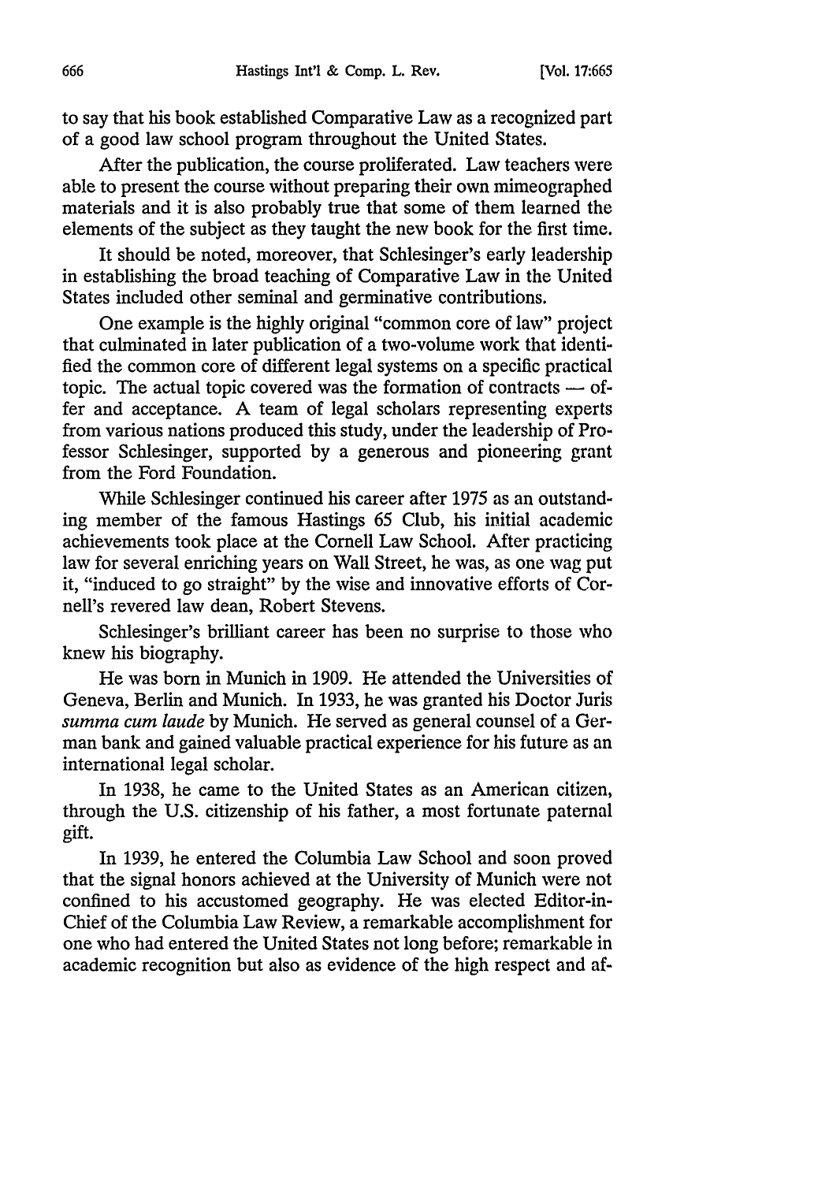to say that his book established Comparative Law as a recognized part of a good law school program throughout the United States.

After the publication, the course proliferated. Law teachers were able to present the course without preparing their own mimeographed materials and it is also probably true that some of them learned the elements of the subject as they taught the new book for the first time.

It should be noted, moreover, that Schlesinger's early leadership in establishing the broad teaching of Comparative Law in the United States included other seminal and germinative contributions.

One example is the highly original "common core of law" project that culminated in later publication of a two-volume work that identified the common core of different legal systems on a specific practical topic. The actual topic covered was the formation of contracts — offer and acceptance. A team of legal scholars representing experts from various nations produced this study, under the leadership of Professor Schlesinger, supported by a generous and pioneering grant from the Ford Foundation.

While Schlesinger continued his career after 1975 as an outstanding member of the famous Hastings 65 Club, his initial academic achievements took place at the Cornell Law School. After practicing law for several enriching years on Wall Street, he was, as one wag put it, "induced to go straight" by the wise and innovative efforts of Cornell's revered law dean, Robert Stevens.

Schlesinger's brilliant career has been no surprise to those who knew his biography.

He was born in Munich in 1909. He attended the Universities of Geneva, Berlin and Munich. In 1933, he was granted his Doctor Juris *summa cum laude* by Munich. He served as general counsel of a German bank and gained valuable practical experience for his future as an international legal scholar.

In 1938, he came to the United States as an American citizen, through the U.S. citizenship of his father, a most fortunate paternal gift.

In 1939, he entered the Columbia Law School and soon proved that the signal honors achieved at the University of Munich were not confined to his accustomed geography. He was elected Editor-in-Chief of the Columbia Law Review, a remarkable accomplishment for one who had entered the United States not long before; remarkable in academic recognition but also as evidence of the high respect and af-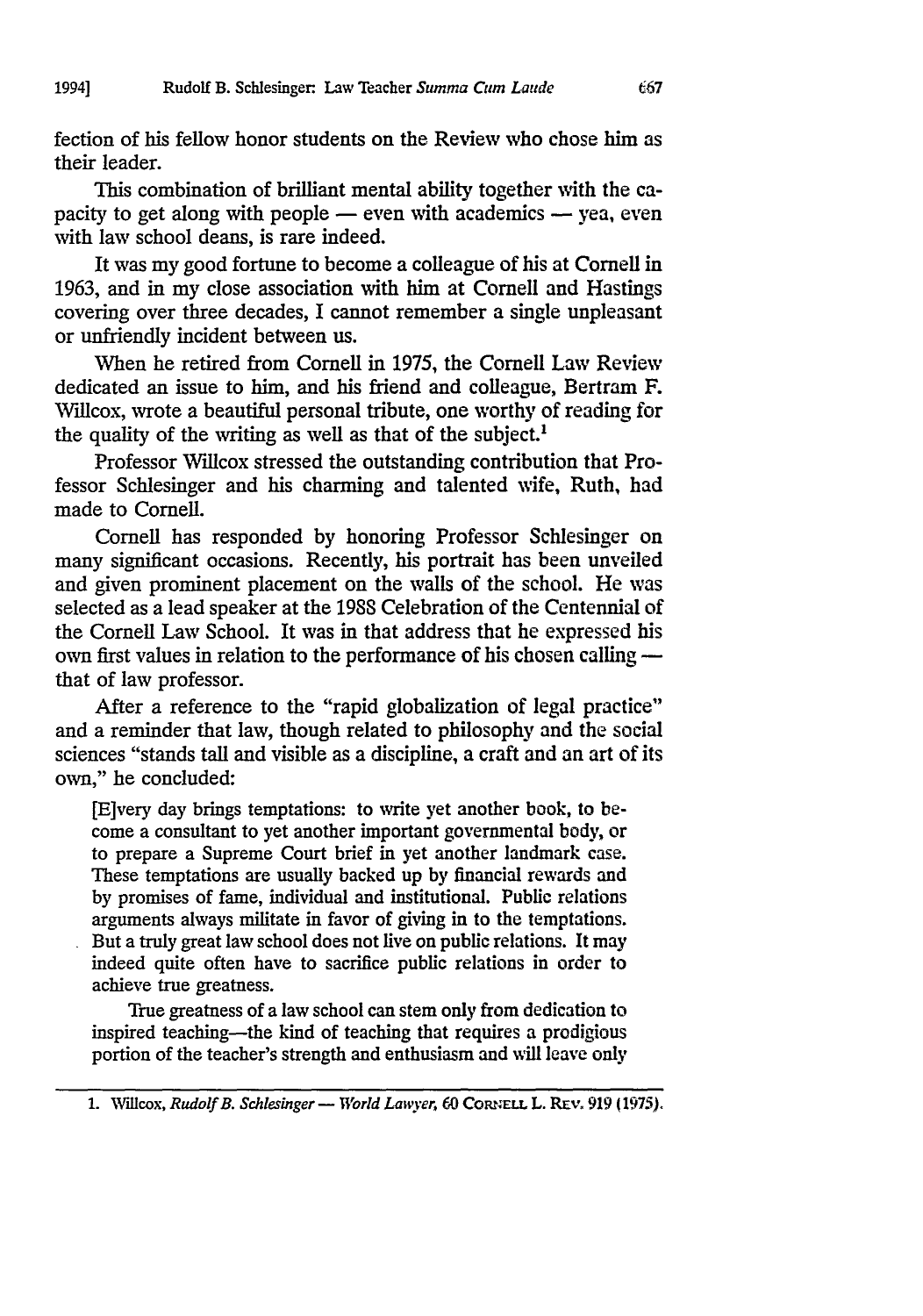fection of his fellow honor students on the Review who chose him as their leader.

This combination of brilliant mental ability together with the capacity to get along with people — even with academics — yea, even with law school deans, is rare indeed.

It was my good fortune to become a colleague of his at Cornell in 1963, and in my close association with him at Cornell and Hastings covering over three decades, I cannot remember a single unpleasant or unfriendly incident between us.

When he retired from Cornell in 1975, the Cornell Law Review dedicated an issue to him, and his friend and colleague, Bertram F. Willcox, wrote a beautiful personal tribute, one worthy of reading for the quality of the writing as well as that of the subject.[1]

Professor Willcox stressed the outstanding contribution that Professor Schlesinger and his charming and talented wife, Ruth, had made to Cornell.

Cornell has responded by honoring Professor Schlesinger on many significant occasions. Recently, his portrait has been unveiled and given prominent placement on the walls of the school. He was selected as a lead speaker at the 1988 Celebration of the Centennial of the Cornell Law School. It was in that address that he expressed his own first values in relation to the performance of his chosen calling — that of law professor.

After a reference to the "rapid globalization of legal practice" and a reminder that law, though related to philosophy and the social sciences "stands tall and visible as a discipline, a craft and an art of its own," he concluded:

> [E]very day brings temptations: to write yet another book, to become a consultant to yet another important governmental body, or to prepare a Supreme Court brief in yet another landmark case. These temptations are usually backed up by financial rewards and by promises of fame, individual and institutional. Public relations arguments always militate in favor of giving in to the temptations. But a truly great law school does not live on public relations. It may indeed quite often have to sacrifice public relations in order to achieve true greatness.
>
> True greatness of a law school can stem only from dedication to inspired teaching—the kind of teaching that requires a prodigious portion of the teacher's strength and enthusiasm and will leave only

1. Willcox, *Rudolf B. Schlesinger — World Lawyer*, 60 CORNELL L. REV. 919 (1975).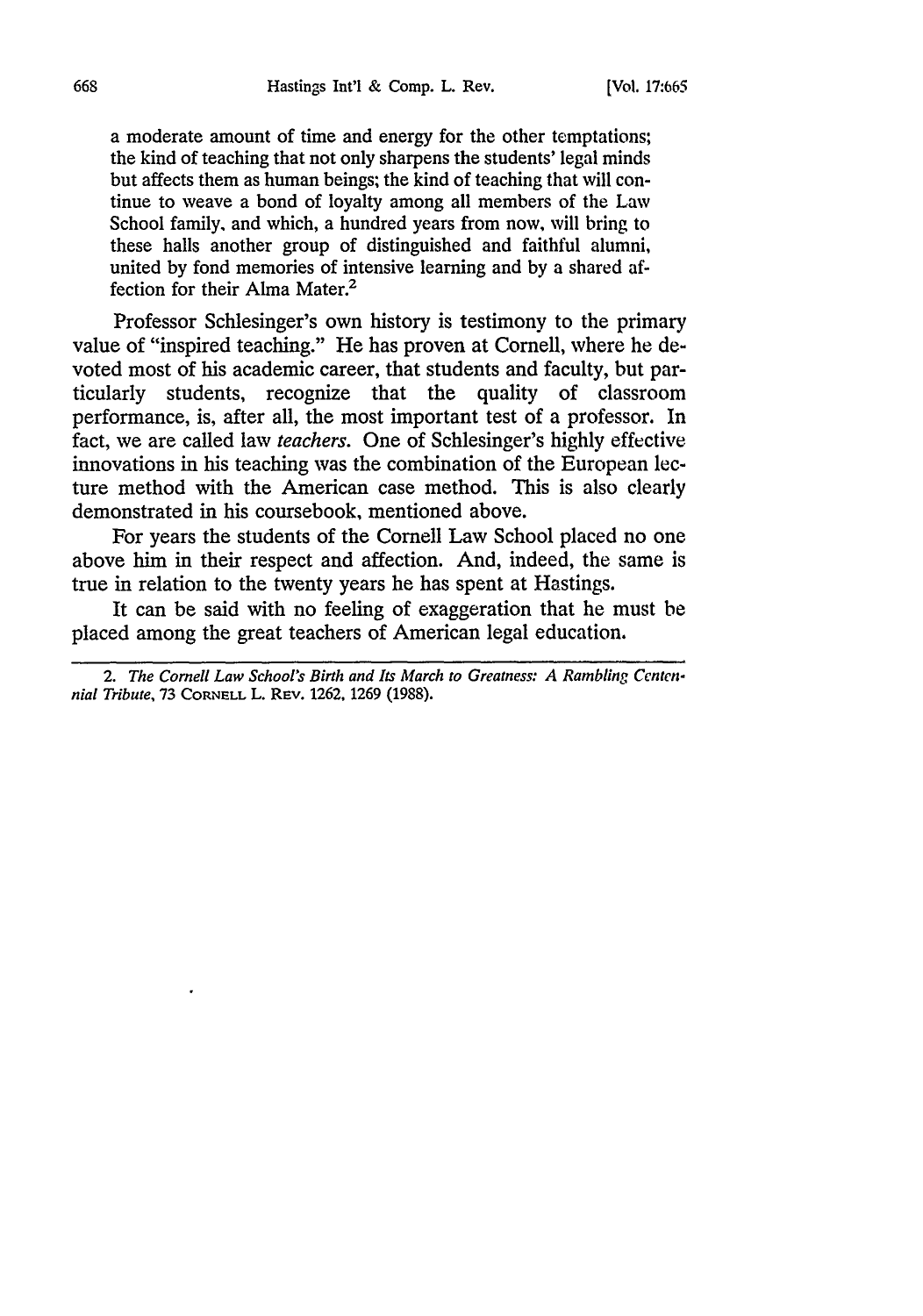a moderate amount of time and energy for the other temptations; the kind of teaching that not only sharpens the students' legal minds but affects them as human beings; the kind of teaching that will continue to weave a bond of loyalty among all members of the Law School family, and which, a hundred years from now, will bring to these halls another group of distinguished and faithful alumni, united by fond memories of intensive learning and by a shared affection for their Alma Mater.[2]

Professor Schlesinger's own history is testimony to the primary value of "inspired teaching." He has proven at Cornell, where he devoted most of his academic career, that students and faculty, but particularly students, recognize that the quality of classroom performance, is, after all, the most important test of a professor. In fact, we are called law *teachers*. One of Schlesinger's highly effective innovations in his teaching was the combination of the European lecture method with the American case method. This is also clearly demonstrated in his coursebook, mentioned above.

For years the students of the Cornell Law School placed no one above him in their respect and affection. And, indeed, the same is true in relation to the twenty years he has spent at Hastings.

It can be said with no feeling of exaggeration that he must be placed among the great teachers of American legal education.

---

2. *The Cornell Law School's Birth and Its March to Greatness: A Rambling Centennial Tribute*, 73 CORNELL L. REV. 1262, 1269 (1988).